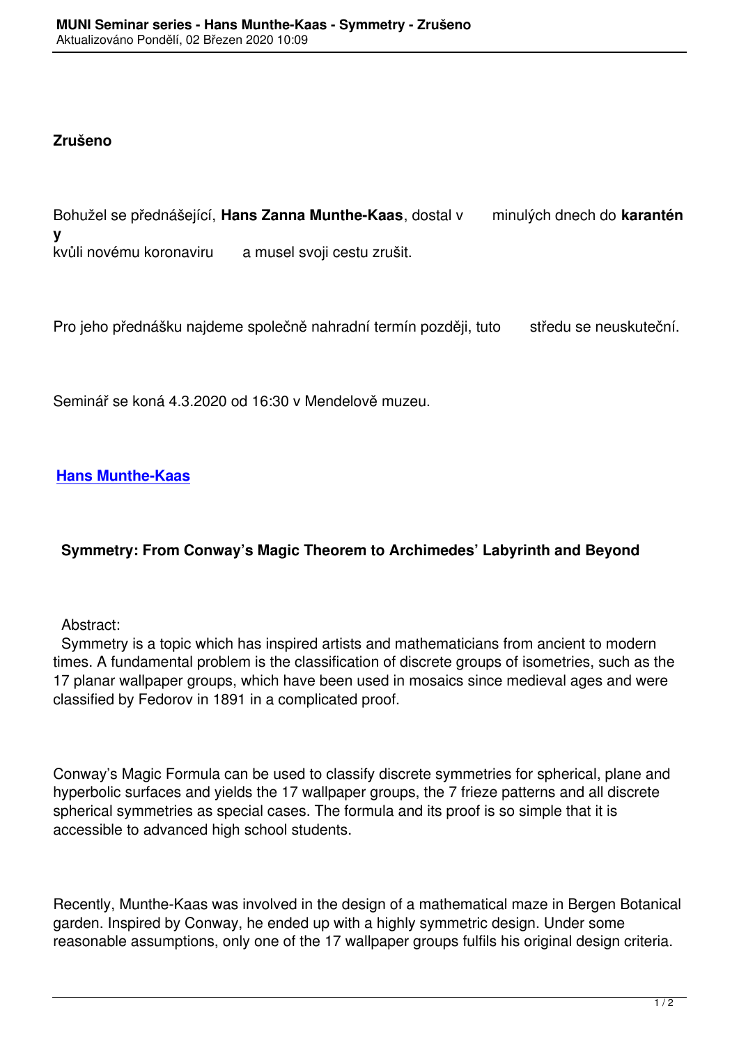**Zrušeno**

Bohužel se přednášející, **Hans Zanna Munthe-Kaas**, dostal v minulých dnech do **karantény** kvůli novému koronaviru a musel svoji cestu zrušit.

Pro jeho přednášku najdeme společně nahradní termín později, tuto středu se neuskuteční.

Seminář se koná 4.3.2020 od 16:30 v Mendelově muzeu.

**Hans Munthe-Kaas**

**Symmetry: From Conway's Magic Theorem to Archimedes' Labyrinth and Beyond**

Abstract:

Symmetry is a topic which has inspired artists and mathematicians from ancient to modern times. A fundamental problem is the classification of discrete groups of isometries, such as the 17 planar wallpaper groups, which have been used in mosaics since medieval ages and were classified by Fedorov in 1891 in a complicated proof.

Conway's Magic Formula can be used to classify discrete symmetries for spherical, plane and hyperbolic surfaces and yields the 17 wallpaper groups, the 7 frieze patterns and all discrete spherical symmetries as special cases. The formula and its proof is so simple that it is accessible to advanced high school students.

Recently, Munthe-Kaas was involved in the design of a mathematical maze in Bergen Botanical garden. Inspired by Conway, he ended up with a highly symmetric design. Under some reasonable assumptions, only one of the 17 wallpaper groups fulfils his original design criteria.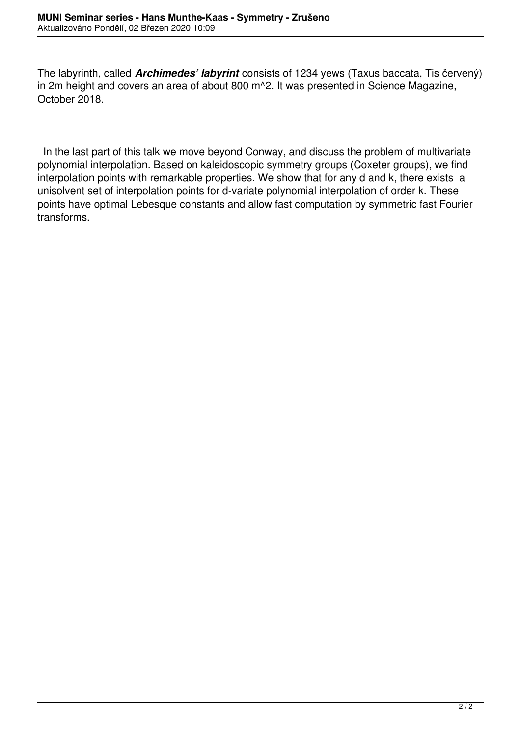The labyrinth, called ***Archimedes' labyrint*** consists of 1234 yews (Taxus baccata, Tis červený) in 2m height and covers an area of about 800 m^2. It was presented in Science Magazine, October 2018.

In the last part of this talk we move beyond Conway, and discuss the problem of multivariate polynomial interpolation. Based on kaleidoscopic symmetry groups (Coxeter groups), we find interpolation points with remarkable properties. We show that for any d and k, there exists a unisolvent set of interpolation points for d-variate polynomial interpolation of order k. These points have optimal Lebesque constants and allow fast computation by symmetric fast Fourier transforms.